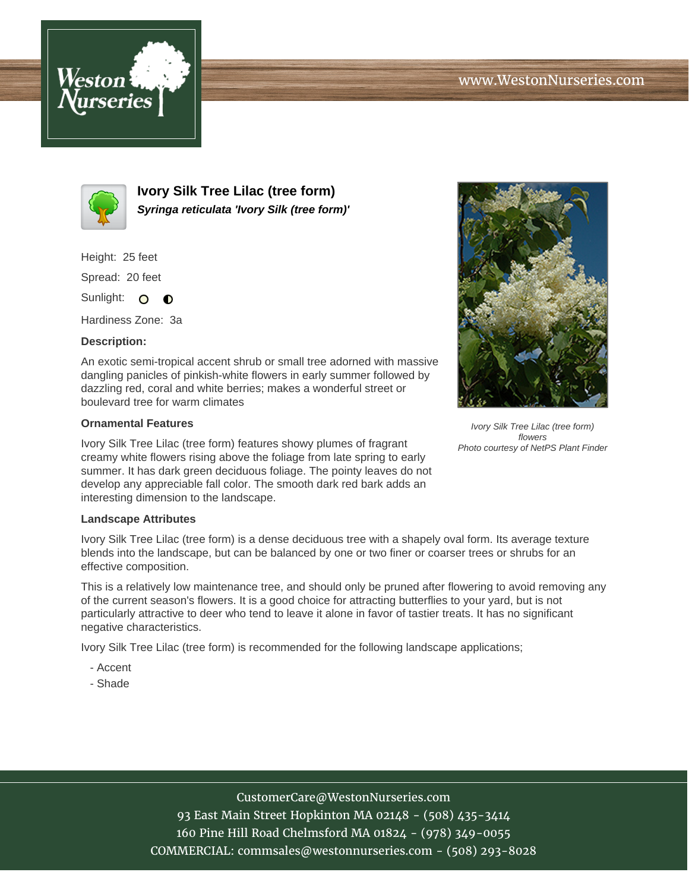# Ivory Silk Tree Lilac (tree form)

***Syringa reticulata 'Ivory Silk (tree form)'***

Height: 25 feet

Spread: 20 feet

Sunlight:

Hardiness Zone: 3a

**Description:**

An exotic semi-tropical accent shrub or small tree adorned with massive dangling panicles of pinkish-white flowers in early summer followed by dazzling red, coral and white berries; makes a wonderful street or boulevard tree for warm climates

*Ivory Silk Tree Lilac (tree form) flowers*
*Photo courtesy of NetPS Plant Finder*

### Ornamental Features

Ivory Silk Tree Lilac (tree form) features showy plumes of fragrant creamy white flowers rising above the foliage from late spring to early summer. It has dark green deciduous foliage. The pointy leaves do not develop any appreciable fall color. The smooth dark red bark adds an interesting dimension to the landscape.

### Landscape Attributes

Ivory Silk Tree Lilac (tree form) is a dense deciduous tree with a shapely oval form. Its average texture blends into the landscape, but can be balanced by one or two finer or coarser trees or shrubs for an effective composition.

This is a relatively low maintenance tree, and should only be pruned after flowering to avoid removing any of the current season's flowers. It is a good choice for attracting butterflies to your yard, but is not particularly attractive to deer who tend to leave it alone in favor of tastier treats. It has no significant negative characteristics.

Ivory Silk Tree Lilac (tree form) is recommended for the following landscape applications;

- Accent
- Shade

CustomerCare@WestonNurseries.com
93 East Main Street Hopkinton MA 02148 - (508) 435-3414
160 Pine Hill Road Chelmsford MA 01824 - (978) 349-0055
COMMERCIAL: commsales@westonnurseries.com - (508) 293-8028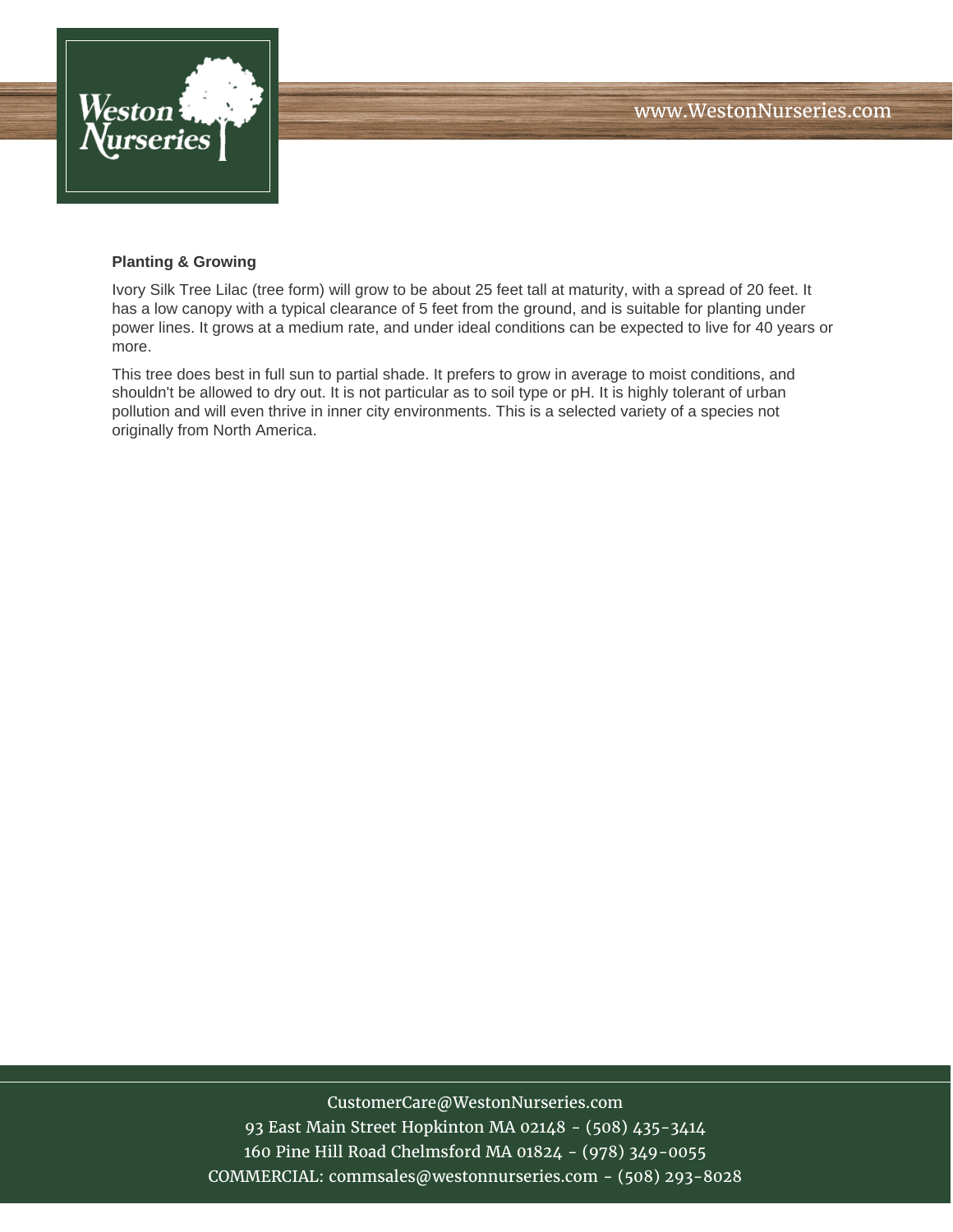**Planting & Growing**

Ivory Silk Tree Lilac (tree form) will grow to be about 25 feet tall at maturity, with a spread of 20 feet. It has a low canopy with a typical clearance of 5 feet from the ground, and is suitable for planting under power lines. It grows at a medium rate, and under ideal conditions can be expected to live for 40 years or more.

This tree does best in full sun to partial shade. It prefers to grow in average to moist conditions, and shouldn't be allowed to dry out. It is not particular as to soil type or pH. It is highly tolerant of urban pollution and will even thrive in inner city environments. This is a selected variety of a species not originally from North America.